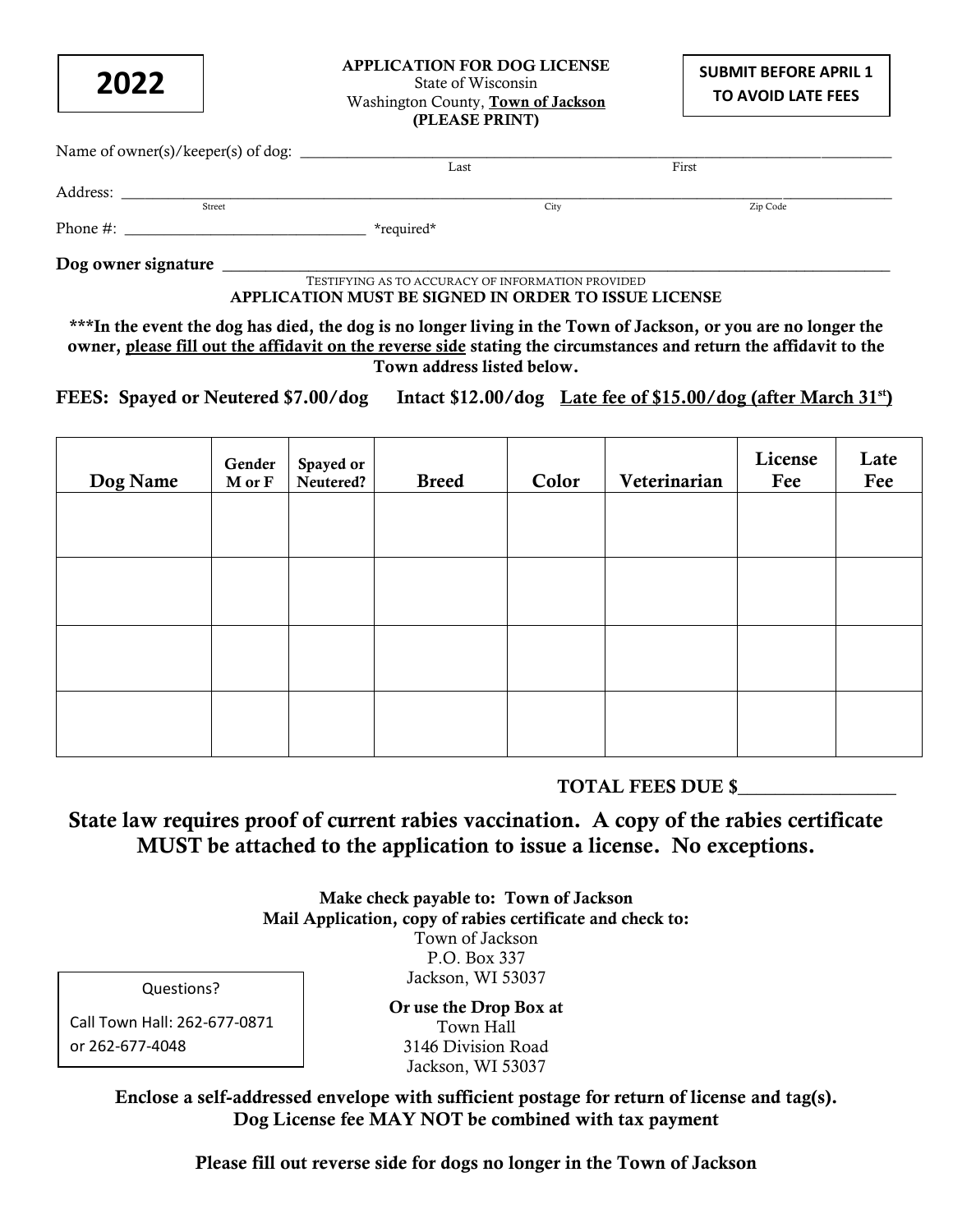**2022**

**APPLICATION FOR DOG LICENSE**
State of Wisconsin
Washington County, **Town of Jackson**
**(PLEASE PRINT)**

**SUBMIT BEFORE APRIL 1 TO AVOID LATE FEES**

Name of owner(s)/keeper(s) of dog: ______________________________________________
Last                                        First

Address: ______________________________________________
Street                                        City                                        Zip Code

Phone #: ______________________________ *required*

**Dog owner signature** ______________________________________________
TESTIFYING AS TO ACCURACY OF INFORMATION PROVIDED
**APPLICATION MUST BE SIGNED IN ORDER TO ISSUE LICENSE**

**\*\*\*In the event the dog has died, the dog is no longer living in the Town of Jackson, or you are no longer the owner, please fill out the affidavit on the reverse side stating the circumstances and return the affidavit to the Town address listed below.**

**FEES: Spayed or Neutered $7.00/dog   Intact $12.00/dog   Late fee of $15.00/dog (after March 31st)**

| Dog Name | Gender M or F | Spayed or Neutered? | Breed | Color | Veterinarian | License Fee | Late Fee |
|---|---|---|---|---|---|---|---|
| | | | | | | | |
| | | | | | | | |
| | | | | | | | |
| | | | | | | | |

**TOTAL FEES DUE $________________**

**State law requires proof of current rabies vaccination. A copy of the rabies certificate MUST be attached to the application to issue a license. No exceptions.**

**Make check payable to: Town of Jackson**
**Mail Application, copy of rabies certificate and check to:**
Town of Jackson
P.O. Box 337
Jackson, WI 53037

**Or use the Drop Box at**
Town Hall
3146 Division Road
Jackson, WI 53037

Questions?
Call Town Hall: 262-677-0871
or 262-677-4048

**Enclose a self-addressed envelope with sufficient postage for return of license and tag(s).**
**Dog License fee MAY NOT be combined with tax payment**

**Please fill out reverse side for dogs no longer in the Town of Jackson**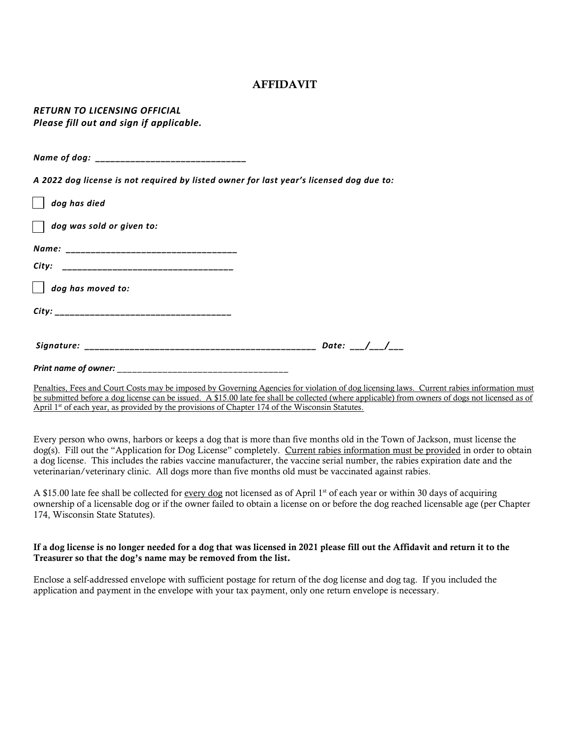# AFFIDAVIT

***RETURN TO LICENSING OFFICIAL***
***Please fill out and sign if applicable.***

***Name of dog:*** ________________________________

***A 2022 dog license is not required by listed owner for last year's licensed dog due to:***

☐ ***dog has died***

☐ ***dog was sold or given to:***

***Name:*** ____________________________________

***City:*** ____________________________________

☐ ***dog has moved to:***

***City:*** ______________________________________

***Signature:*** ________________________________________________ ***Date:*** ___/___/___

***Print name of owner:*** ____________________________________

Penalties, Fees and Court Costs may be imposed by Governing Agencies for violation of dog licensing laws. Current rabies information must be submitted before a dog license can be issued. A $15.00 late fee shall be collected (where applicable) from owners of dogs not licensed as of April 1st of each year, as provided by the provisions of Chapter 174 of the Wisconsin Statutes.

Every person who owns, harbors or keeps a dog that is more than five months old in the Town of Jackson, must license the dog(s). Fill out the "Application for Dog License" completely. Current rabies information must be provided in order to obtain a dog license. This includes the rabies vaccine manufacturer, the vaccine serial number, the rabies expiration date and the veterinarian/veterinary clinic. All dogs more than five months old must be vaccinated against rabies.

A $15.00 late fee shall be collected for every dog not licensed as of April 1st of each year or within 30 days of acquiring ownership of a licensable dog or if the owner failed to obtain a license on or before the dog reached licensable age (per Chapter 174, Wisconsin State Statutes).

**If a dog license is no longer needed for a dog that was licensed in 2021 please fill out the Affidavit and return it to the Treasurer so that the dog's name may be removed from the list.**

Enclose a self-addressed envelope with sufficient postage for return of the dog license and dog tag. If you included the application and payment in the envelope with your tax payment, only one return envelope is necessary.